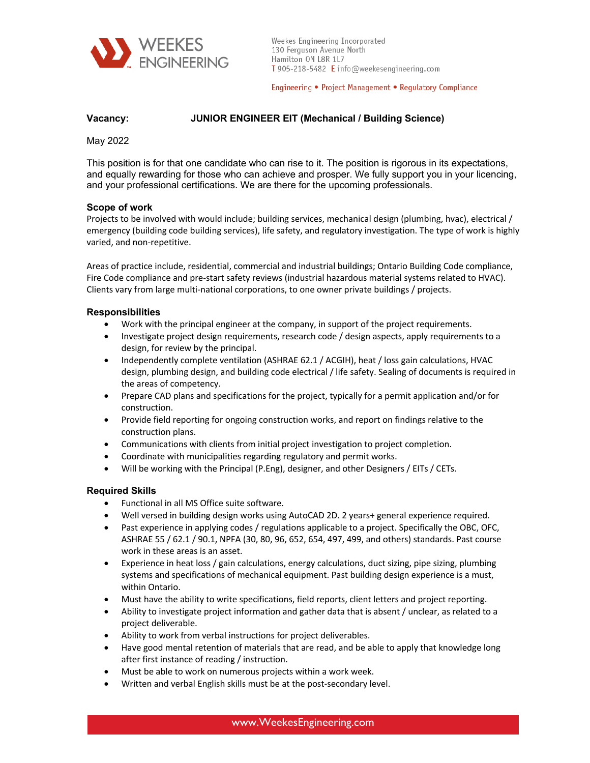Weekes Engineering Incorporated
130 Ferguson Avenue North
Hamilton ON L8R 1L7
T 905-218-5482 E info@weekesengineering.com

Engineering • Project Management • Regulatory Compliance

**Vacancy:** **JUNIOR ENGINEER EIT (Mechanical / Building Science)**

May 2022

This position is for that one candidate who can rise to it. The position is rigorous in its expectations, and equally rewarding for those who can achieve and prosper. We fully support you in your licencing, and your professional certifications. We are there for the upcoming professionals.

### Scope of work

Projects to be involved with would include; building services, mechanical design (plumbing, hvac), electrical / emergency (building code building services), life safety, and regulatory investigation. The type of work is highly varied, and non-repetitive.

Areas of practice include, residential, commercial and industrial buildings; Ontario Building Code compliance, Fire Code compliance and pre-start safety reviews (industrial hazardous material systems related to HVAC). Clients vary from large multi-national corporations, to one owner private buildings / projects.

### Responsibilities

- Work with the principal engineer at the company, in support of the project requirements.
- Investigate project design requirements, research code / design aspects, apply requirements to a design, for review by the principal.
- Independently complete ventilation (ASHRAE 62.1 / ACGIH), heat / loss gain calculations, HVAC design, plumbing design, and building code electrical / life safety. Sealing of documents is required in the areas of competency.
- Prepare CAD plans and specifications for the project, typically for a permit application and/or for construction.
- Provide field reporting for ongoing construction works, and report on findings relative to the construction plans.
- Communications with clients from initial project investigation to project completion.
- Coordinate with municipalities regarding regulatory and permit works.
- Will be working with the Principal (P.Eng), designer, and other Designers / EITs / CETs.

### Required Skills

- Functional in all MS Office suite software.
- Well versed in building design works using AutoCAD 2D. 2 years+ general experience required.
- Past experience in applying codes / regulations applicable to a project. Specifically the OBC, OFC, ASHRAE 55 / 62.1 / 90.1, NPFA (30, 80, 96, 652, 654, 497, 499, and others) standards. Past course work in these areas is an asset.
- Experience in heat loss / gain calculations, energy calculations, duct sizing, pipe sizing, plumbing systems and specifications of mechanical equipment. Past building design experience is a must, within Ontario.
- Must have the ability to write specifications, field reports, client letters and project reporting.
- Ability to investigate project information and gather data that is absent / unclear, as related to a project deliverable.
- Ability to work from verbal instructions for project deliverables.
- Have good mental retention of materials that are read, and be able to apply that knowledge long after first instance of reading / instruction.
- Must be able to work on numerous projects within a work week.
- Written and verbal English skills must be at the post-secondary level.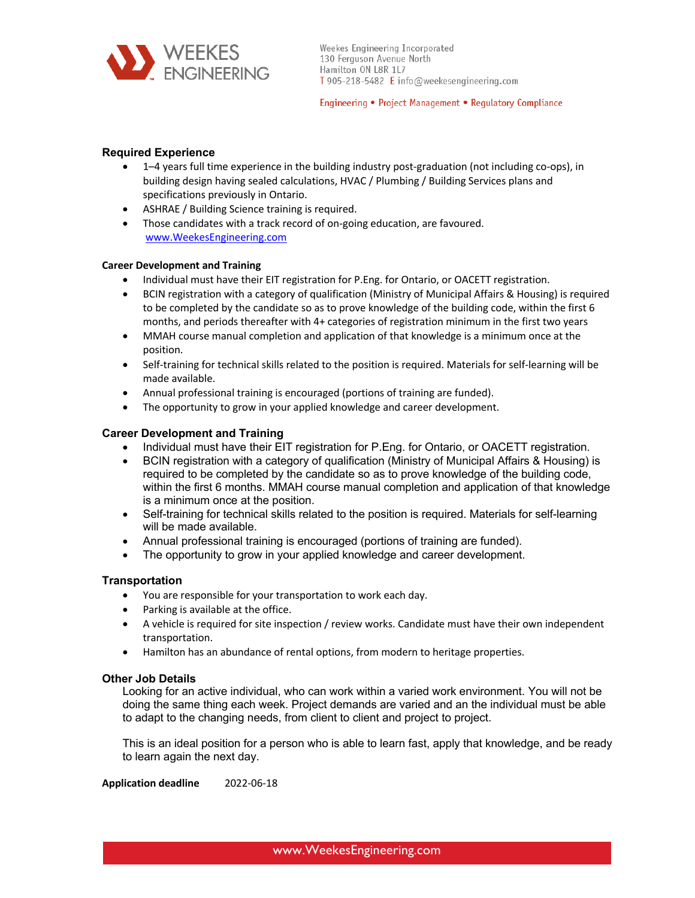## Required Experience

- 1–4 years full time experience in the building industry post-graduation (not including co-ops), in building design having sealed calculations, HVAC / Plumbing / Building Services plans and specifications previously in Ontario.
- ASHRAE / Building Science training is required.
- Those candidates with a track record of on-going education, are favoured.
  www.WeekesEngineering.com

### Career Development and Training

- Individual must have their EIT registration for P.Eng. for Ontario, or OACETT registration.
- BCIN registration with a category of qualification (Ministry of Municipal Affairs & Housing) is required to be completed by the candidate so as to prove knowledge of the building code, within the first 6 months, and periods thereafter with 4+ categories of registration minimum in the first two years
- MMAH course manual completion and application of that knowledge is a minimum once at the position.
- Self-training for technical skills related to the position is required. Materials for self-learning will be made available.
- Annual professional training is encouraged (portions of training are funded).
- The opportunity to grow in your applied knowledge and career development.

## Career Development and Training

- Individual must have their EIT registration for P.Eng. for Ontario, or OACETT registration.
- BCIN registration with a category of qualification (Ministry of Municipal Affairs & Housing) is required to be completed by the candidate so as to prove knowledge of the building code, within the first 6 months. MMAH course manual completion and application of that knowledge is a minimum once at the position.
- Self-training for technical skills related to the position is required. Materials for self-learning will be made available.
- Annual professional training is encouraged (portions of training are funded).
- The opportunity to grow in your applied knowledge and career development.

## Transportation

- You are responsible for your transportation to work each day.
- Parking is available at the office.
- A vehicle is required for site inspection / review works. Candidate must have their own independent transportation.
- Hamilton has an abundance of rental options, from modern to heritage properties.

## Other Job Details

Looking for an active individual, who can work within a varied work environment. You will not be doing the same thing each week. Project demands are varied and an the individual must be able to adapt to the changing needs, from client to client and project to project.

This is an ideal position for a person who is able to learn fast, apply that knowledge, and be ready to learn again the next day.

**Application deadline** 2022-06-18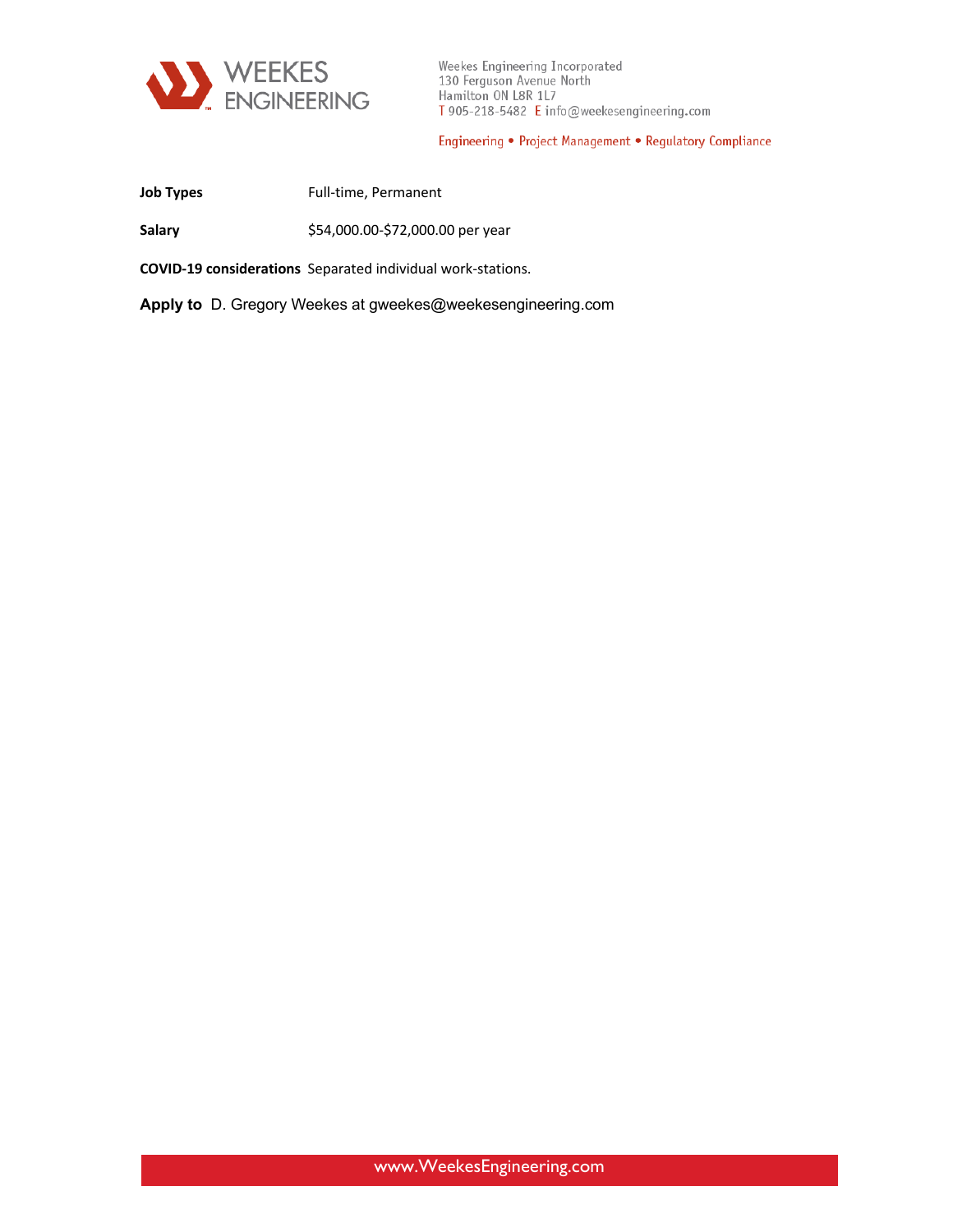Weekes Engineering Incorporated
130 Ferguson Avenue North
Hamilton ON L8R 1L7
T 905-218-5482 E info@weekesengineering.com

Engineering • Project Management • Regulatory Compliance

| | |
|---|---|
| **Job Types** | Full-time, Permanent |
| **Salary** | $54,000.00-$72,000.00 per year |
| **COVID-19 considerations** | Separated individual work-stations. |

**Apply to** D. Gregory Weekes at gweekes@weekesengineering.com

www.WeekesEngineering.com